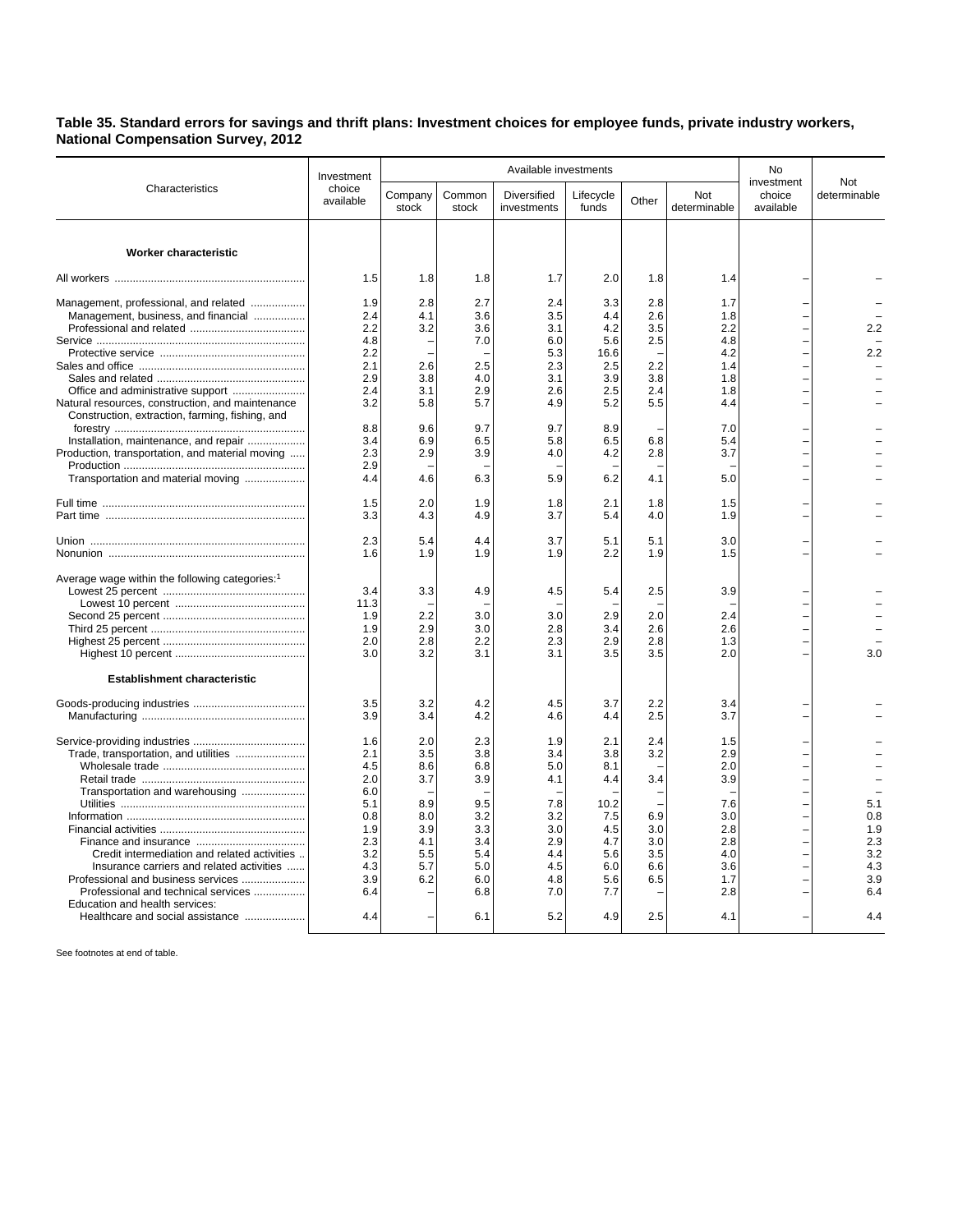**Table 35. Standard errors for savings and thrift plans: Investment choices for employee funds, private industry workers, National Compensation Survey, 2012**

| Characteristics | Investment choice available | Available investments | | | | | | No investment choice available | Not determinable |
|---|---|---|---|---|---|---|---|---|---|
| | | Company stock | Common stock | Diversified investments | Lifecycle funds | Other | Not determinable | | |
| **Worker characteristic** | | | | | | | | | |
| All workers | 1.5 | 1.8 | 1.8 | 1.7 | 2.0 | 1.8 | 1.4 | – | – |
| Management, professional, and related | 1.9 | 2.8 | 2.7 | 2.4 | 3.3 | 2.8 | 1.7 | – | – |
| Management, business, and financial | 2.4 | 4.1 | 3.6 | 3.5 | 4.4 | 2.6 | 1.8 | – | – |
| Professional and related | 2.2 | 3.2 | 3.6 | 3.1 | 4.2 | 3.5 | 2.2 | – | 2.2 |
| Service | 4.8 | – | 7.0 | 6.0 | 5.6 | 2.5 | 4.8 | – | – |
| Protective service | 2.2 | – | – | 5.3 | 16.6 | – | 4.2 | – | 2.2 |
| Sales and office | 2.1 | 2.6 | 2.5 | 2.3 | 2.5 | 2.2 | 1.4 | – | – |
| Sales and related | 2.9 | 3.8 | 4.0 | 3.1 | 3.9 | 3.8 | 1.8 | – | – |
| Office and administrative support | 2.4 | 3.1 | 2.9 | 2.6 | 2.5 | 2.4 | 1.8 | – | – |
| Natural resources, construction, and maintenance | 3.2 | 5.8 | 5.7 | 4.9 | 5.2 | 5.5 | 4.4 | – | – |
| Construction, extraction, farming, fishing, and forestry | 8.8 | 9.6 | 9.7 | 9.7 | 8.9 | – | 7.0 | – | – |
| Installation, maintenance, and repair | 3.4 | 6.9 | 6.5 | 5.8 | 6.5 | 6.8 | 5.4 | – | – |
| Production, transportation, and material moving | 2.3 | 2.9 | 3.9 | 4.0 | 4.2 | 2.8 | 3.7 | – | – |
| Production | 2.9 | – | – | – | – | – | – | – | – |
| Transportation and material moving | 4.4 | 4.6 | 6.3 | 5.9 | 6.2 | 4.1 | 5.0 | – | – |
| Full time | 1.5 | 2.0 | 1.9 | 1.8 | 2.1 | 1.8 | 1.5 | – | – |
| Part time | 3.3 | 4.3 | 4.9 | 3.7 | 5.4 | 4.0 | 1.9 | – | – |
| Union | 2.3 | 5.4 | 4.4 | 3.7 | 5.1 | 5.1 | 3.0 | – | – |
| Nonunion | 1.6 | 1.9 | 1.9 | 1.9 | 2.2 | 1.9 | 1.5 | – | – |
| Average wage within the following categories:[1] | | | | | | | | | |
| Lowest 25 percent | 3.4 | 3.3 | 4.9 | 4.5 | 5.4 | 2.5 | 3.9 | – | – |
| Lowest 10 percent | 11.3 | – | – | – | – | – | – | – | – |
| Second 25 percent | 1.9 | 2.2 | 3.0 | 3.0 | 2.9 | 2.0 | 2.4 | – | – |
| Third 25 percent | 1.9 | 2.9 | 3.0 | 2.8 | 3.4 | 2.6 | 2.6 | – | – |
| Highest 25 percent | 2.0 | 2.8 | 2.2 | 2.3 | 2.9 | 2.8 | 1.3 | – | – |
| Highest 10 percent | 3.0 | 3.2 | 3.1 | 3.1 | 3.5 | 3.5 | 2.0 | – | 3.0 |
| **Establishment characteristic** | | | | | | | | | |
| Goods-producing industries | 3.5 | 3.2 | 4.2 | 4.5 | 3.7 | 2.2 | 3.4 | – | – |
| Manufacturing | 3.9 | 3.4 | 4.2 | 4.6 | 4.4 | 2.5 | 3.7 | – | – |
| Service-providing industries | 1.6 | 2.0 | 2.3 | 1.9 | 2.1 | 2.4 | 1.5 | – | – |
| Trade, transportation, and utilities | 2.1 | 3.5 | 3.8 | 3.4 | 3.8 | 3.2 | 2.9 | – | – |
| Wholesale trade | 4.5 | 8.6 | 6.8 | 5.0 | 8.1 | – | 2.0 | – | – |
| Retail trade | 2.0 | 3.7 | 3.9 | 4.1 | 4.4 | 3.4 | 3.9 | – | – |
| Transportation and warehousing | 6.0 | – | – | – | – | – | – | – | – |
| Utilities | 5.1 | 8.9 | 9.5 | 7.8 | 10.2 | – | 7.6 | – | 5.1 |
| Information | 0.8 | 8.0 | 3.2 | 3.2 | 7.5 | 6.9 | 3.0 | – | 0.8 |
| Financial activities | 1.9 | 3.9 | 3.3 | 3.0 | 4.5 | 3.0 | 2.8 | – | 1.9 |
| Finance and insurance | 2.3 | 4.1 | 3.4 | 2.9 | 4.7 | 3.0 | 2.8 | – | 2.3 |
| Credit intermediation and related activities | 3.2 | 5.5 | 5.4 | 4.4 | 5.6 | 3.5 | 4.0 | – | 3.2 |
| Insurance carriers and related activities | 4.3 | 5.7 | 5.0 | 4.5 | 6.0 | 6.6 | 3.6 | – | 4.3 |
| Professional and business services | 3.9 | 6.2 | 6.0 | 4.8 | 5.6 | 6.5 | 1.7 | – | 3.9 |
| Professional and technical services | 6.4 | – | 6.8 | 7.0 | 7.7 | – | 2.8 | – | 6.4 |
| Education and health services: Healthcare and social assistance | 4.4 | – | 6.1 | 5.2 | 4.9 | 2.5 | 4.1 | – | 4.4 |

See footnotes at end of table.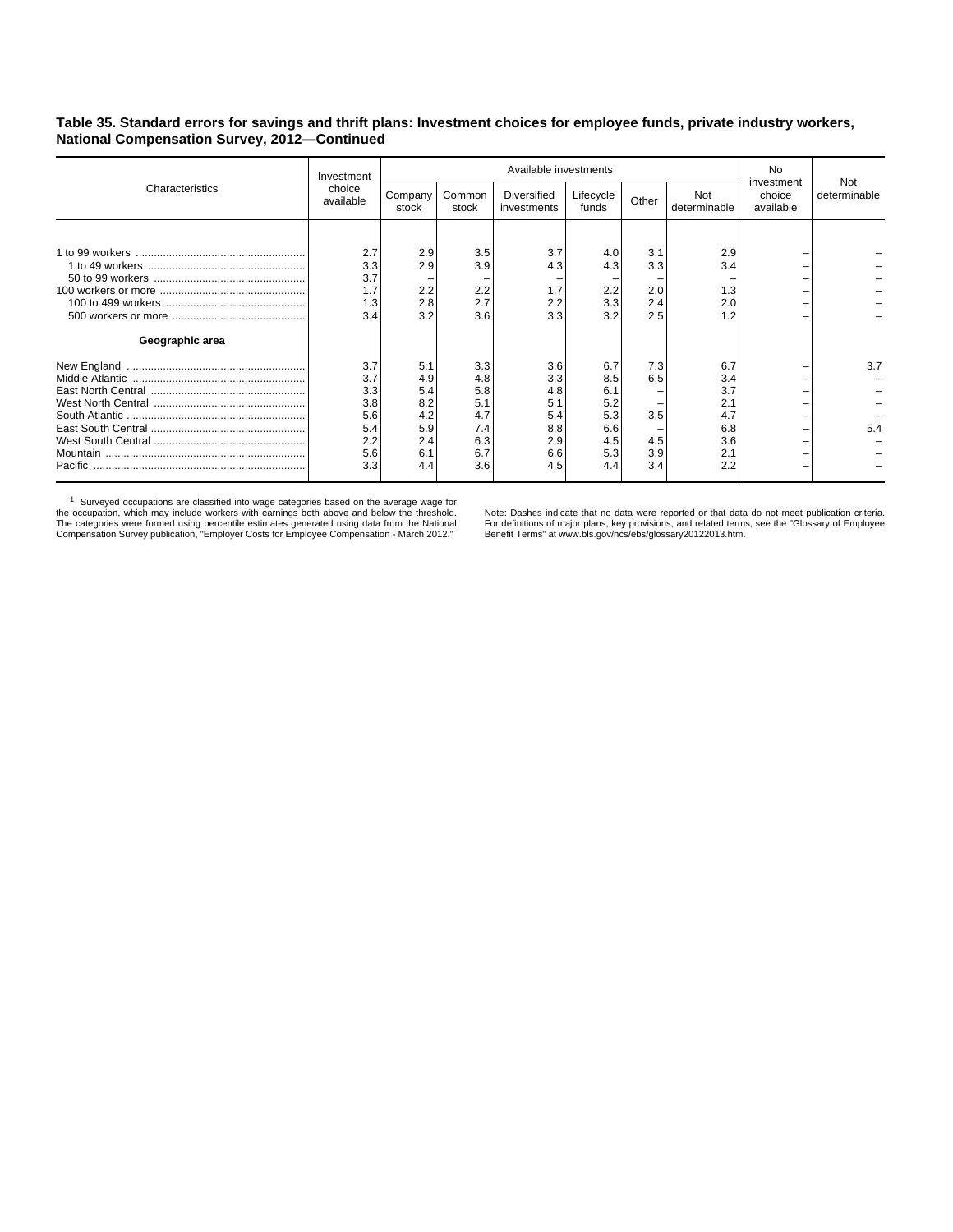**Table 35. Standard errors for savings and thrift plans: Investment choices for employee funds, private industry workers, National Compensation Survey, 2012—Continued**

| Characteristics | Investment choice available | Available investments | | | | | | No investment choice available | Not determinable |
|---|---|---|---|---|---|---|---|---|---|
| | | Company stock | Common stock | Diversified investments | Lifecycle funds | Other | Not determinable | | |
| 1 to 99 workers | 2.7 | 2.9 | 3.5 | 3.7 | 4.0 | 3.1 | 2.9 | – | – |
| 1 to 49 workers | 3.3 | 2.9 | 3.9 | 4.3 | 4.3 | 3.3 | 3.4 | – | – |
| 50 to 99 workers | 3.7 | – | – | – | – | – | – | – | – |
| 100 workers or more | 1.7 | 2.2 | 2.2 | 1.7 | 2.2 | 2.0 | 1.3 | – | – |
| 100 to 499 workers | 1.3 | 2.8 | 2.7 | 2.2 | 3.3 | 2.4 | 2.0 | – | – |
| 500 workers or more | 3.4 | 3.2 | 3.6 | 3.3 | 3.2 | 2.5 | 1.2 | – | – |
| **Geographic area** | | | | | | | | | |
| New England | 3.7 | 5.1 | 3.3 | 3.6 | 6.7 | 7.3 | 6.7 | – | 3.7 |
| Middle Atlantic | 3.7 | 4.9 | 4.8 | 3.3 | 8.5 | 6.5 | 3.4 | – | – |
| East North Central | 3.3 | 5.4 | 5.8 | 4.8 | 6.1 | – | 3.7 | – | – |
| West North Central | 3.8 | 8.2 | 5.1 | 5.1 | 5.2 | – | 2.1 | – | – |
| South Atlantic | 5.6 | 4.2 | 4.7 | 5.4 | 5.3 | 3.5 | 4.7 | – | – |
| East South Central | 5.4 | 5.9 | 7.4 | 8.8 | 6.6 | – | 6.8 | – | 5.4 |
| West South Central | 2.2 | 2.4 | 6.3 | 2.9 | 4.5 | 4.5 | 3.6 | – | – |
| Mountain | 5.6 | 6.1 | 6.7 | 6.6 | 5.3 | 3.9 | 2.1 | – | – |
| Pacific | 3.3 | 4.4 | 3.6 | 4.5 | 4.4 | 3.4 | 2.2 | – | – |

[1] Surveyed occupations are classified into wage categories based on the average wage for the occupation, which may include workers with earnings both above and below the threshold. The categories were formed using percentile estimates generated using data from the National Compensation Survey publication, "Employer Costs for Employee Compensation - March 2012."

Note: Dashes indicate that no data were reported or that data do not meet publication criteria. For definitions of major plans, key provisions, and related terms, see the "Glossary of Employee Benefit Terms" at www.bls.gov/ncs/ebs/glossary20122013.htm.